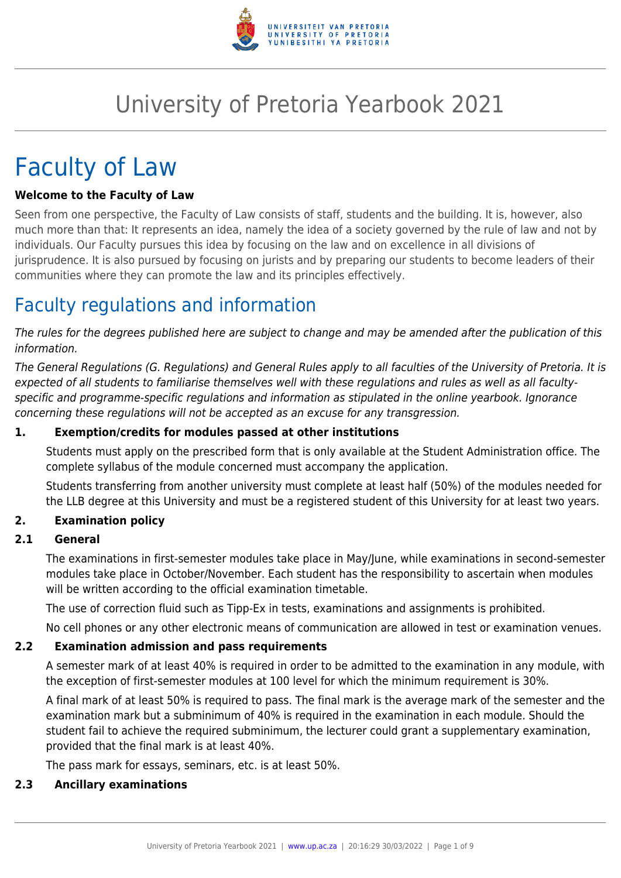# University of Pretoria Yearbook 2021

# Faculty of Law

**Welcome to the Faculty of Law**

Seen from one perspective, the Faculty of Law consists of staff, students and the building. It is, however, also much more than that: It represents an idea, namely the idea of a society governed by the rule of law and not by individuals. Our Faculty pursues this idea by focusing on the law and on excellence in all divisions of jurisprudence. It is also pursued by focusing on jurists and by preparing our students to become leaders of their communities where they can promote the law and its principles effectively.

## Faculty regulations and information

*The rules for the degrees published here are subject to change and may be amended after the publication of this information.*

*The General Regulations (G. Regulations) and General Rules apply to all faculties of the University of Pretoria. It is expected of all students to familiarise themselves well with these regulations and rules as well as all faculty-specific and programme-specific regulations and information as stipulated in the online yearbook. Ignorance concerning these regulations will not be accepted as an excuse for any transgression.*

### 1. Exemption/credits for modules passed at other institutions

Students must apply on the prescribed form that is only available at the Student Administration office. The complete syllabus of the module concerned must accompany the application.

Students transferring from another university must complete at least half (50%) of the modules needed for the LLB degree at this University and must be a registered student of this University for at least two years.

### 2. Examination policy

#### 2.1 General

The examinations in first-semester modules take place in May/June, while examinations in second-semester modules take place in October/November. Each student has the responsibility to ascertain when modules will be written according to the official examination timetable.

The use of correction fluid such as Tipp-Ex in tests, examinations and assignments is prohibited.

No cell phones or any other electronic means of communication are allowed in test or examination venues.

#### 2.2 Examination admission and pass requirements

A semester mark of at least 40% is required in order to be admitted to the examination in any module, with the exception of first-semester modules at 100 level for which the minimum requirement is 30%.

A final mark of at least 50% is required to pass. The final mark is the average mark of the semester and the examination mark but a subminimum of 40% is required in the examination in each module. Should the student fail to achieve the required subminimum, the lecturer could grant a supplementary examination, provided that the final mark is at least 40%.

The pass mark for essays, seminars, etc. is at least 50%.

#### 2.3 Ancillary examinations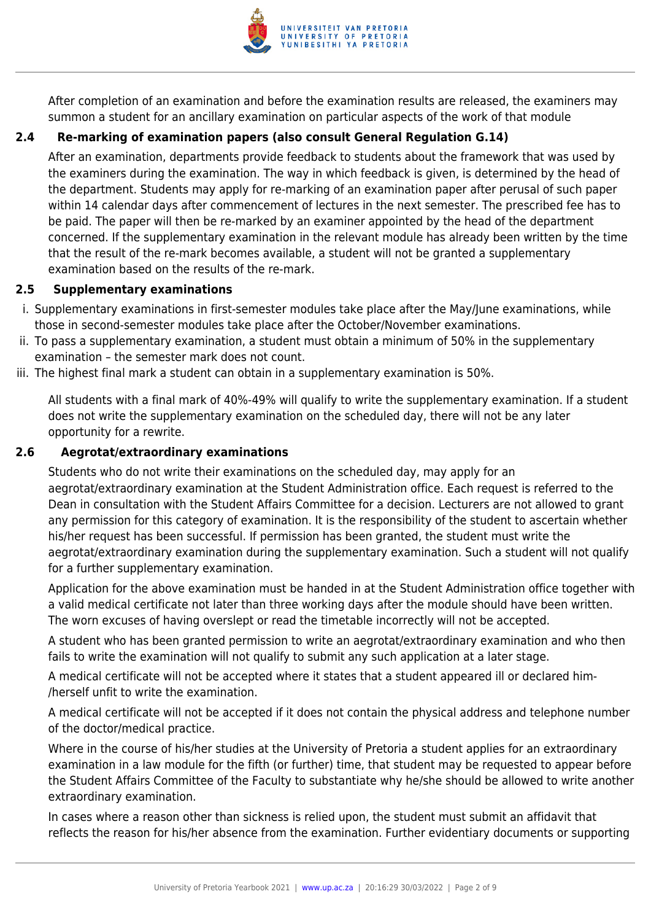After completion of an examination and before the examination results are released, the examiners may summon a student for an ancillary examination on particular aspects of the work of that module

### 2.4 Re-marking of examination papers (also consult General Regulation G.14)

After an examination, departments provide feedback to students about the framework that was used by the examiners during the examination. The way in which feedback is given, is determined by the head of the department. Students may apply for re-marking of an examination paper after perusal of such paper within 14 calendar days after commencement of lectures in the next semester. The prescribed fee has to be paid. The paper will then be re-marked by an examiner appointed by the head of the department concerned. If the supplementary examination in the relevant module has already been written by the time that the result of the re-mark becomes available, a student will not be granted a supplementary examination based on the results of the re-mark.

### 2.5 Supplementary examinations

i. Supplementary examinations in first-semester modules take place after the May/June examinations, while those in second-semester modules take place after the October/November examinations.
ii. To pass a supplementary examination, a student must obtain a minimum of 50% in the supplementary examination – the semester mark does not count.
iii. The highest final mark a student can obtain in a supplementary examination is 50%.

All students with a final mark of 40%-49% will qualify to write the supplementary examination. If a student does not write the supplementary examination on the scheduled day, there will not be any later opportunity for a rewrite.

### 2.6 Aegrotat/extraordinary examinations

Students who do not write their examinations on the scheduled day, may apply for an aegrotat/extraordinary examination at the Student Administration office. Each request is referred to the Dean in consultation with the Student Affairs Committee for a decision. Lecturers are not allowed to grant any permission for this category of examination. It is the responsibility of the student to ascertain whether his/her request has been successful. If permission has been granted, the student must write the aegrotat/extraordinary examination during the supplementary examination. Such a student will not qualify for a further supplementary examination.

Application for the above examination must be handed in at the Student Administration office together with a valid medical certificate not later than three working days after the module should have been written. The worn excuses of having overslept or read the timetable incorrectly will not be accepted.

A student who has been granted permission to write an aegrotat/extraordinary examination and who then fails to write the examination will not qualify to submit any such application at a later stage.

A medical certificate will not be accepted where it states that a student appeared ill or declared him-/herself unfit to write the examination.

A medical certificate will not be accepted if it does not contain the physical address and telephone number of the doctor/medical practice.

Where in the course of his/her studies at the University of Pretoria a student applies for an extraordinary examination in a law module for the fifth (or further) time, that student may be requested to appear before the Student Affairs Committee of the Faculty to substantiate why he/she should be allowed to write another extraordinary examination.

In cases where a reason other than sickness is relied upon, the student must submit an affidavit that reflects the reason for his/her absence from the examination. Further evidentiary documents or supporting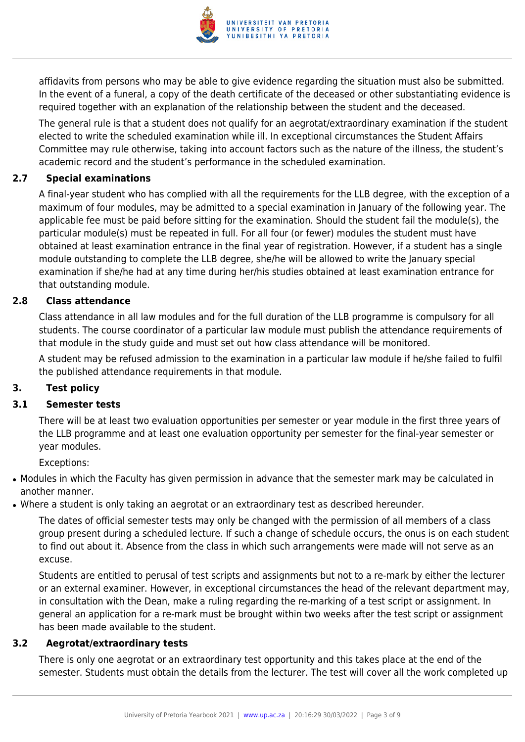affidavits from persons who may be able to give evidence regarding the situation must also be submitted. In the event of a funeral, a copy of the death certificate of the deceased or other substantiating evidence is required together with an explanation of the relationship between the student and the deceased.

The general rule is that a student does not qualify for an aegrotat/extraordinary examination if the student elected to write the scheduled examination while ill. In exceptional circumstances the Student Affairs Committee may rule otherwise, taking into account factors such as the nature of the illness, the student's academic record and the student's performance in the scheduled examination.

### 2.7 Special examinations

A final-year student who has complied with all the requirements for the LLB degree, with the exception of a maximum of four modules, may be admitted to a special examination in January of the following year. The applicable fee must be paid before sitting for the examination. Should the student fail the module(s), the particular module(s) must be repeated in full. For all four (or fewer) modules the student must have obtained at least examination entrance in the final year of registration. However, if a student has a single module outstanding to complete the LLB degree, she/he will be allowed to write the January special examination if she/he had at any time during her/his studies obtained at least examination entrance for that outstanding module.

### 2.8 Class attendance

Class attendance in all law modules and for the full duration of the LLB programme is compulsory for all students. The course coordinator of a particular law module must publish the attendance requirements of that module in the study guide and must set out how class attendance will be monitored.

A student may be refused admission to the examination in a particular law module if he/she failed to fulfil the published attendance requirements in that module.

## 3. Test policy

### 3.1 Semester tests

There will be at least two evaluation opportunities per semester or year module in the first three years of the LLB programme and at least one evaluation opportunity per semester for the final-year semester or year modules.

Exceptions:

- Modules in which the Faculty has given permission in advance that the semester mark may be calculated in another manner.
- Where a student is only taking an aegrotat or an extraordinary test as described hereunder.

The dates of official semester tests may only be changed with the permission of all members of a class group present during a scheduled lecture. If such a change of schedule occurs, the onus is on each student to find out about it. Absence from the class in which such arrangements were made will not serve as an excuse.

Students are entitled to perusal of test scripts and assignments but not to a re-mark by either the lecturer or an external examiner. However, in exceptional circumstances the head of the relevant department may, in consultation with the Dean, make a ruling regarding the re-marking of a test script or assignment. In general an application for a re-mark must be brought within two weeks after the test script or assignment has been made available to the student.

### 3.2 Aegrotat/extraordinary tests

There is only one aegrotat or an extraordinary test opportunity and this takes place at the end of the semester. Students must obtain the details from the lecturer. The test will cover all the work completed up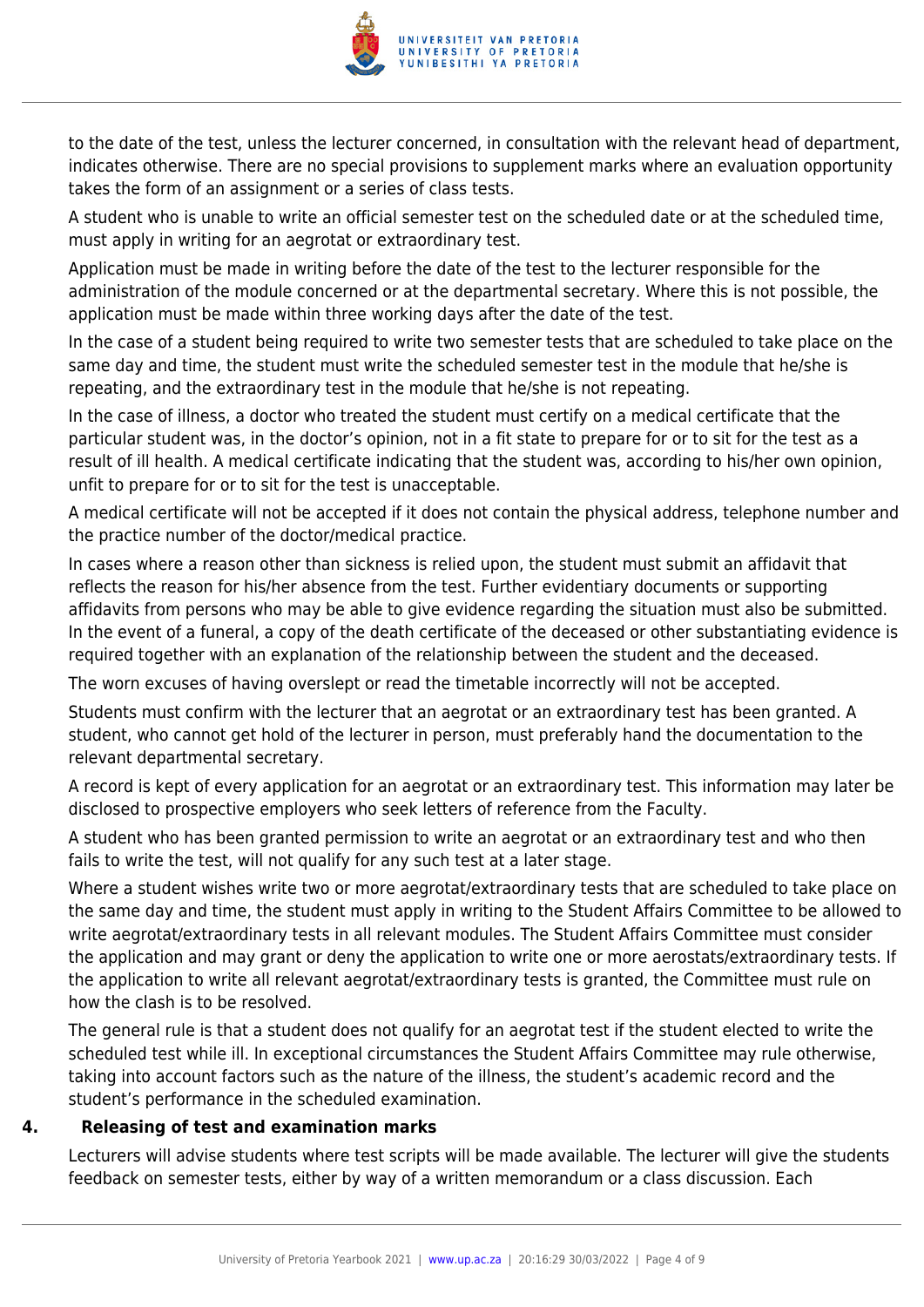to the date of the test, unless the lecturer concerned, in consultation with the relevant head of department, indicates otherwise. There are no special provisions to supplement marks where an evaluation opportunity takes the form of an assignment or a series of class tests.

A student who is unable to write an official semester test on the scheduled date or at the scheduled time, must apply in writing for an aegrotat or extraordinary test.

Application must be made in writing before the date of the test to the lecturer responsible for the administration of the module concerned or at the departmental secretary. Where this is not possible, the application must be made within three working days after the date of the test.

In the case of a student being required to write two semester tests that are scheduled to take place on the same day and time, the student must write the scheduled semester test in the module that he/she is repeating, and the extraordinary test in the module that he/she is not repeating.

In the case of illness, a doctor who treated the student must certify on a medical certificate that the particular student was, in the doctor's opinion, not in a fit state to prepare for or to sit for the test as a result of ill health. A medical certificate indicating that the student was, according to his/her own opinion, unfit to prepare for or to sit for the test is unacceptable.

A medical certificate will not be accepted if it does not contain the physical address, telephone number and the practice number of the doctor/medical practice.

In cases where a reason other than sickness is relied upon, the student must submit an affidavit that reflects the reason for his/her absence from the test. Further evidentiary documents or supporting affidavits from persons who may be able to give evidence regarding the situation must also be submitted. In the event of a funeral, a copy of the death certificate of the deceased or other substantiating evidence is required together with an explanation of the relationship between the student and the deceased.

The worn excuses of having overslept or read the timetable incorrectly will not be accepted.

Students must confirm with the lecturer that an aegrotat or an extraordinary test has been granted. A student, who cannot get hold of the lecturer in person, must preferably hand the documentation to the relevant departmental secretary.

A record is kept of every application for an aegrotat or an extraordinary test. This information may later be disclosed to prospective employers who seek letters of reference from the Faculty.

A student who has been granted permission to write an aegrotat or an extraordinary test and who then fails to write the test, will not qualify for any such test at a later stage.

Where a student wishes write two or more aegrotat/extraordinary tests that are scheduled to take place on the same day and time, the student must apply in writing to the Student Affairs Committee to be allowed to write aegrotat/extraordinary tests in all relevant modules. The Student Affairs Committee must consider the application and may grant or deny the application to write one or more aerostats/extraordinary tests. If the application to write all relevant aegrotat/extraordinary tests is granted, the Committee must rule on how the clash is to be resolved.

The general rule is that a student does not qualify for an aegrotat test if the student elected to write the scheduled test while ill. In exceptional circumstances the Student Affairs Committee may rule otherwise, taking into account factors such as the nature of the illness, the student's academic record and the student's performance in the scheduled examination.

**4. Releasing of test and examination marks**

Lecturers will advise students where test scripts will be made available. The lecturer will give the students feedback on semester tests, either by way of a written memorandum or a class discussion. Each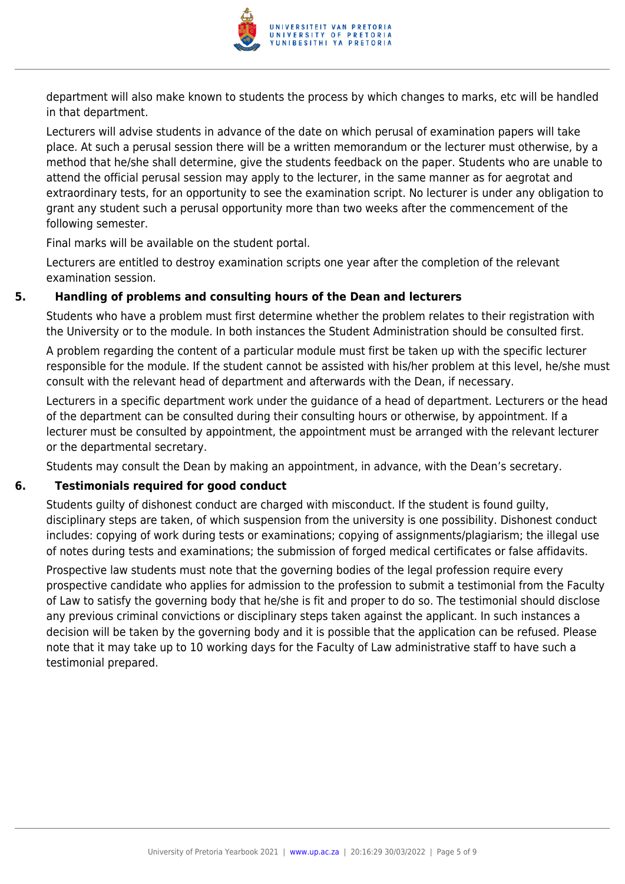department will also make known to students the process by which changes to marks, etc will be handled in that department.

Lecturers will advise students in advance of the date on which perusal of examination papers will take place. At such a perusal session there will be a written memorandum or the lecturer must otherwise, by a method that he/she shall determine, give the students feedback on the paper. Students who are unable to attend the official perusal session may apply to the lecturer, in the same manner as for aegrotat and extraordinary tests, for an opportunity to see the examination script. No lecturer is under any obligation to grant any student such a perusal opportunity more than two weeks after the commencement of the following semester.

Final marks will be available on the student portal.

Lecturers are entitled to destroy examination scripts one year after the completion of the relevant examination session.

### 5. Handling of problems and consulting hours of the Dean and lecturers

Students who have a problem must first determine whether the problem relates to their registration with the University or to the module. In both instances the Student Administration should be consulted first.

A problem regarding the content of a particular module must first be taken up with the specific lecturer responsible for the module. If the student cannot be assisted with his/her problem at this level, he/she must consult with the relevant head of department and afterwards with the Dean, if necessary.

Lecturers in a specific department work under the guidance of a head of department. Lecturers or the head of the department can be consulted during their consulting hours or otherwise, by appointment. If a lecturer must be consulted by appointment, the appointment must be arranged with the relevant lecturer or the departmental secretary.

Students may consult the Dean by making an appointment, in advance, with the Dean's secretary.

### 6. Testimonials required for good conduct

Students guilty of dishonest conduct are charged with misconduct. If the student is found guilty, disciplinary steps are taken, of which suspension from the university is one possibility. Dishonest conduct includes: copying of work during tests or examinations; copying of assignments/plagiarism; the illegal use of notes during tests and examinations; the submission of forged medical certificates or false affidavits.

Prospective law students must note that the governing bodies of the legal profession require every prospective candidate who applies for admission to the profession to submit a testimonial from the Faculty of Law to satisfy the governing body that he/she is fit and proper to do so. The testimonial should disclose any previous criminal convictions or disciplinary steps taken against the applicant. In such instances a decision will be taken by the governing body and it is possible that the application can be refused. Please note that it may take up to 10 working days for the Faculty of Law administrative staff to have such a testimonial prepared.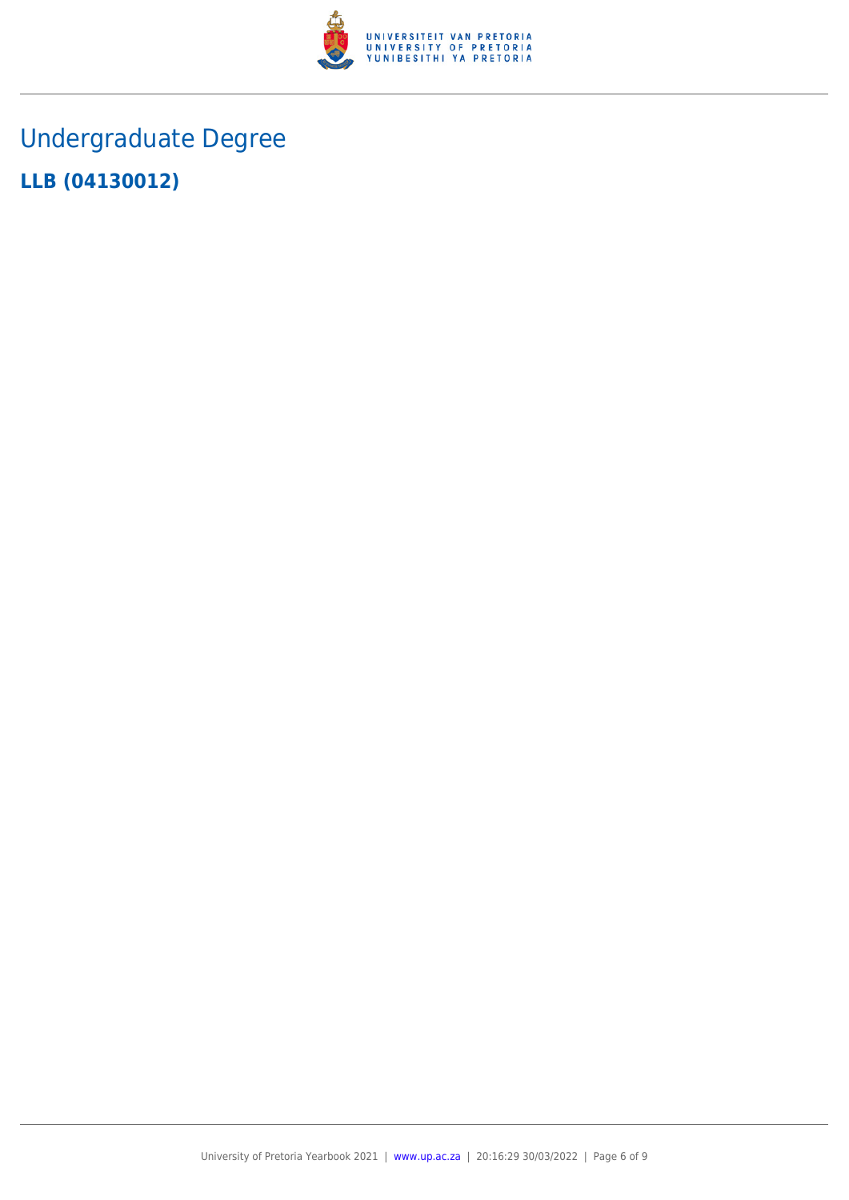# Undergraduate Degree

**LLB (04130012)**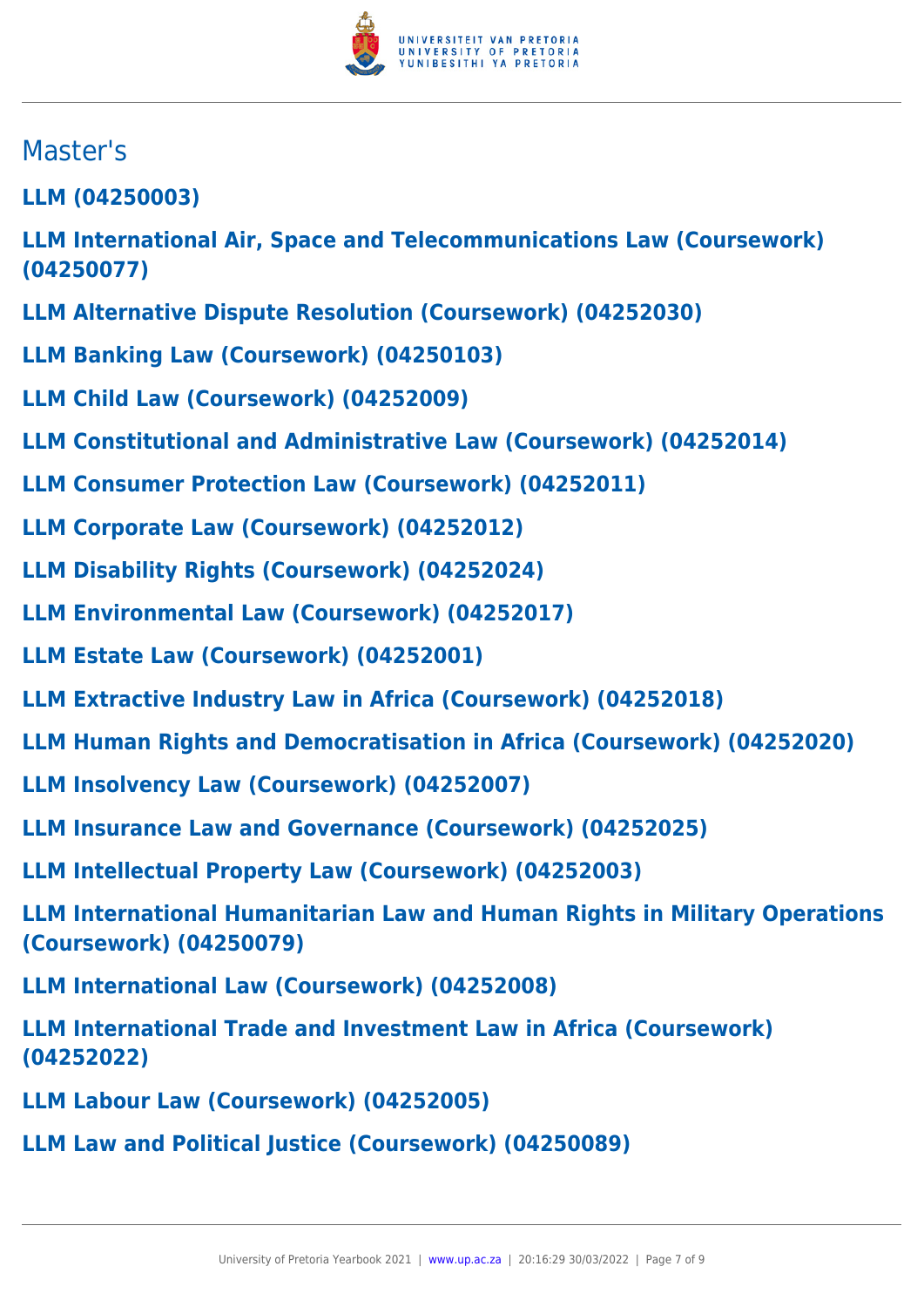## Master's

**LLM (04250003)**

**LLM International Air, Space and Telecommunications Law (Coursework) (04250077)**

**LLM Alternative Dispute Resolution (Coursework) (04252030)**

**LLM Banking Law (Coursework) (04250103)**

**LLM Child Law (Coursework) (04252009)**

**LLM Constitutional and Administrative Law (Coursework) (04252014)**

**LLM Consumer Protection Law (Coursework) (04252011)**

**LLM Corporate Law (Coursework) (04252012)**

**LLM Disability Rights (Coursework) (04252024)**

**LLM Environmental Law (Coursework) (04252017)**

**LLM Estate Law (Coursework) (04252001)**

**LLM Extractive Industry Law in Africa (Coursework) (04252018)**

**LLM Human Rights and Democratisation in Africa (Coursework) (04252020)**

**LLM Insolvency Law (Coursework) (04252007)**

**LLM Insurance Law and Governance (Coursework) (04252025)**

**LLM Intellectual Property Law (Coursework) (04252003)**

**LLM International Humanitarian Law and Human Rights in Military Operations (Coursework) (04250079)**

**LLM International Law (Coursework) (04252008)**

**LLM International Trade and Investment Law in Africa (Coursework) (04252022)**

**LLM Labour Law (Coursework) (04252005)**

**LLM Law and Political Justice (Coursework) (04250089)**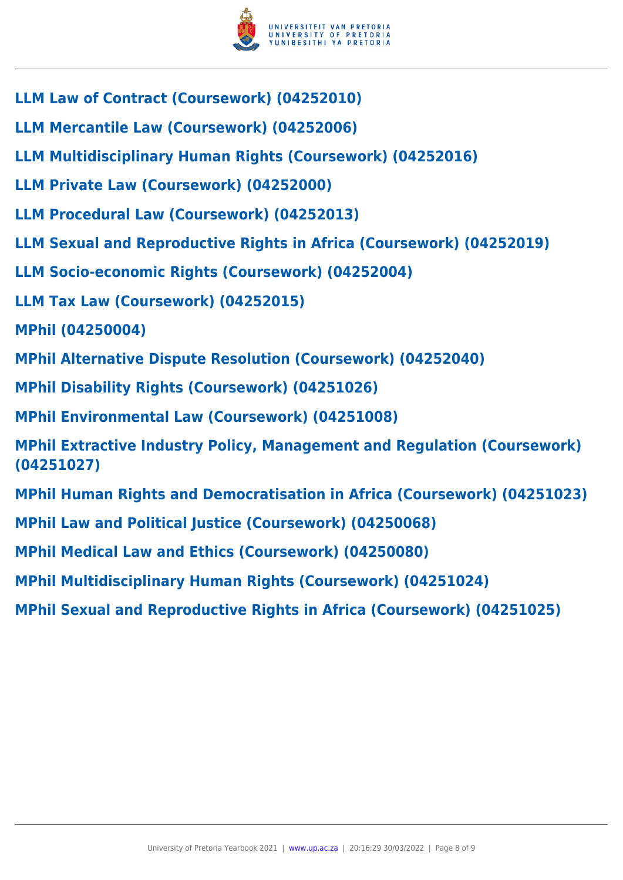**LLM Law of Contract (Coursework) (04252010)**

**LLM Mercantile Law (Coursework) (04252006)**

**LLM Multidisciplinary Human Rights (Coursework) (04252016)**

**LLM Private Law (Coursework) (04252000)**

**LLM Procedural Law (Coursework) (04252013)**

**LLM Sexual and Reproductive Rights in Africa (Coursework) (04252019)**

**LLM Socio-economic Rights (Coursework) (04252004)**

**LLM Tax Law (Coursework) (04252015)**

**MPhil (04250004)**

**MPhil Alternative Dispute Resolution (Coursework) (04252040)**

**MPhil Disability Rights (Coursework) (04251026)**

**MPhil Environmental Law (Coursework) (04251008)**

**MPhil Extractive Industry Policy, Management and Regulation (Coursework) (04251027)**

**MPhil Human Rights and Democratisation in Africa (Coursework) (04251023)**

**MPhil Law and Political Justice (Coursework) (04250068)**

**MPhil Medical Law and Ethics (Coursework) (04250080)**

**MPhil Multidisciplinary Human Rights (Coursework) (04251024)**

**MPhil Sexual and Reproductive Rights in Africa (Coursework) (04251025)**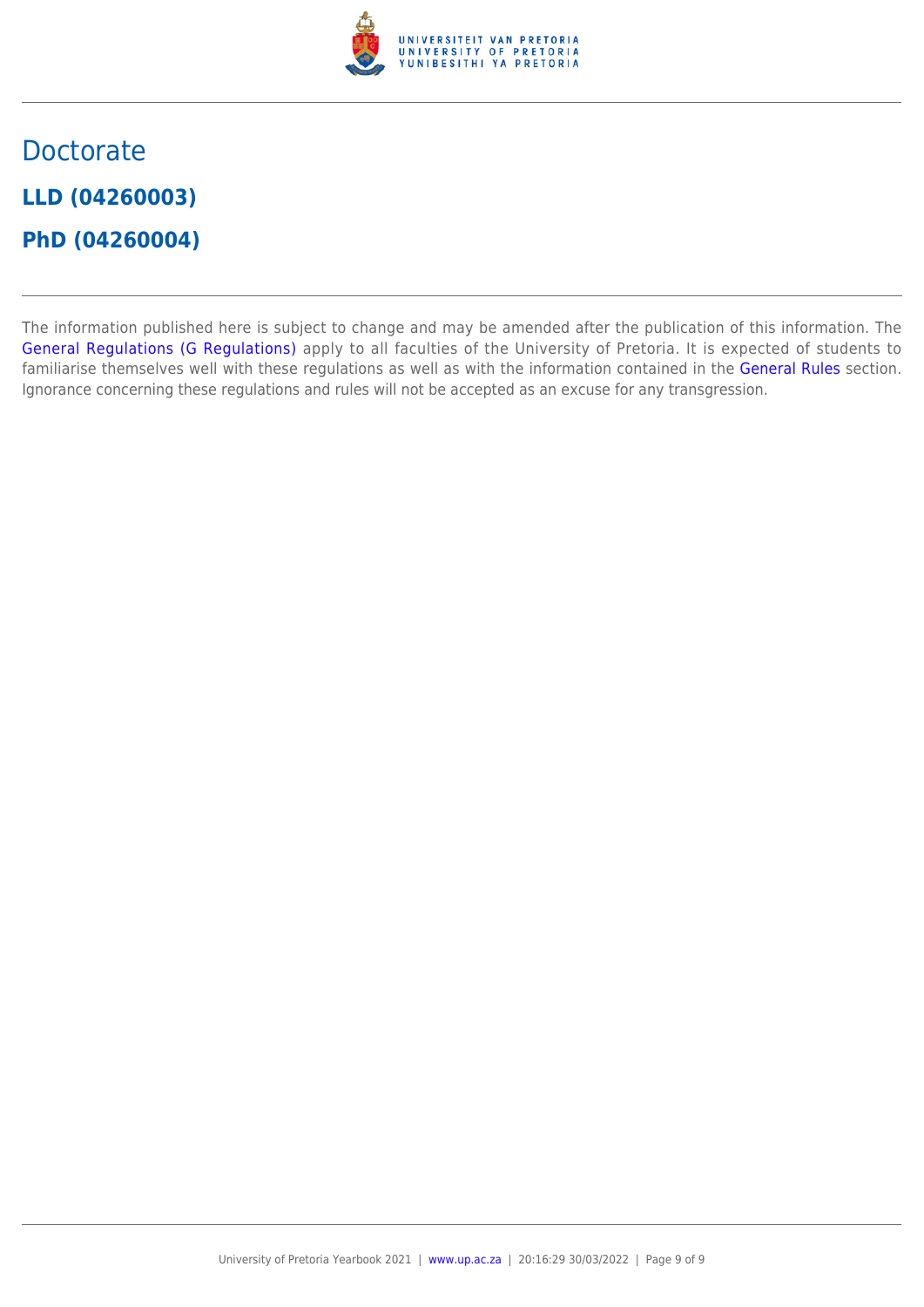# Doctorate

## LLD (04260003)

## PhD (04260004)

The information published here is subject to change and may be amended after the publication of this information. The General Regulations (G Regulations) apply to all faculties of the University of Pretoria. It is expected of students to familiarise themselves well with these regulations as well as with the information contained in the General Rules section. Ignorance concerning these regulations and rules will not be accepted as an excuse for any transgression.